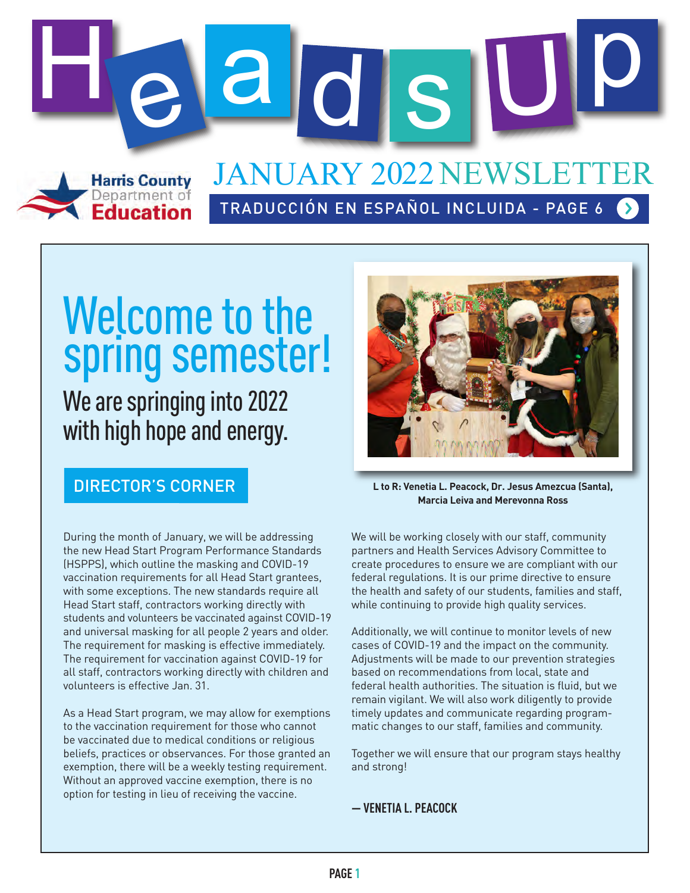# HeadsUp

Harris County Department of Education

JANUARY 2022 NEWSLETTER

TRADUCCIÓN EN ESPAÑOL INCLUIDA - PAGE 6

# Welcome to the spring semester!

## We are springing into 2022 with high hope and energy.

L to R: Venetia L. Peacock, Dr. Jesus Amezcua (Santa), Marcia Leiva and Merevonna Ross

### DIRECTOR'S CORNER

During the month of January, we will be addressing the new Head Start Program Performance Standards (HSPPS), which outline the masking and COVID-19 vaccination requirements for all Head Start grantees, with some exceptions. The new standards require all Head Start staff, contractors working directly with students and volunteers be vaccinated against COVID-19 and universal masking for all people 2 years and older. The requirement for masking is effective immediately. The requirement for vaccination against COVID-19 for all staff, contractors working directly with children and volunteers is effective Jan. 31.

As a Head Start program, we may allow for exemptions to the vaccination requirement for those who cannot be vaccinated due to medical conditions or religious beliefs, practices or observances. For those granted an exemption, there will be a weekly testing requirement. Without an approved vaccine exemption, there is no option for testing in lieu of receiving the vaccine.

We will be working closely with our staff, community partners and Health Services Advisory Committee to create procedures to ensure we are compliant with our federal regulations. It is our prime directive to ensure the health and safety of our students, families and staff, while continuing to provide high quality services.

Additionally, we will continue to monitor levels of new cases of COVID-19 and the impact on the community. Adjustments will be made to our prevention strategies based on recommendations from local, state and federal health authorities. The situation is fluid, but we remain vigilant. We will also work diligently to provide timely updates and communicate regarding programmatic changes to our staff, families and community.

Together we will ensure that our program stays healthy and strong!

**— VENETIA L. PEACOCK**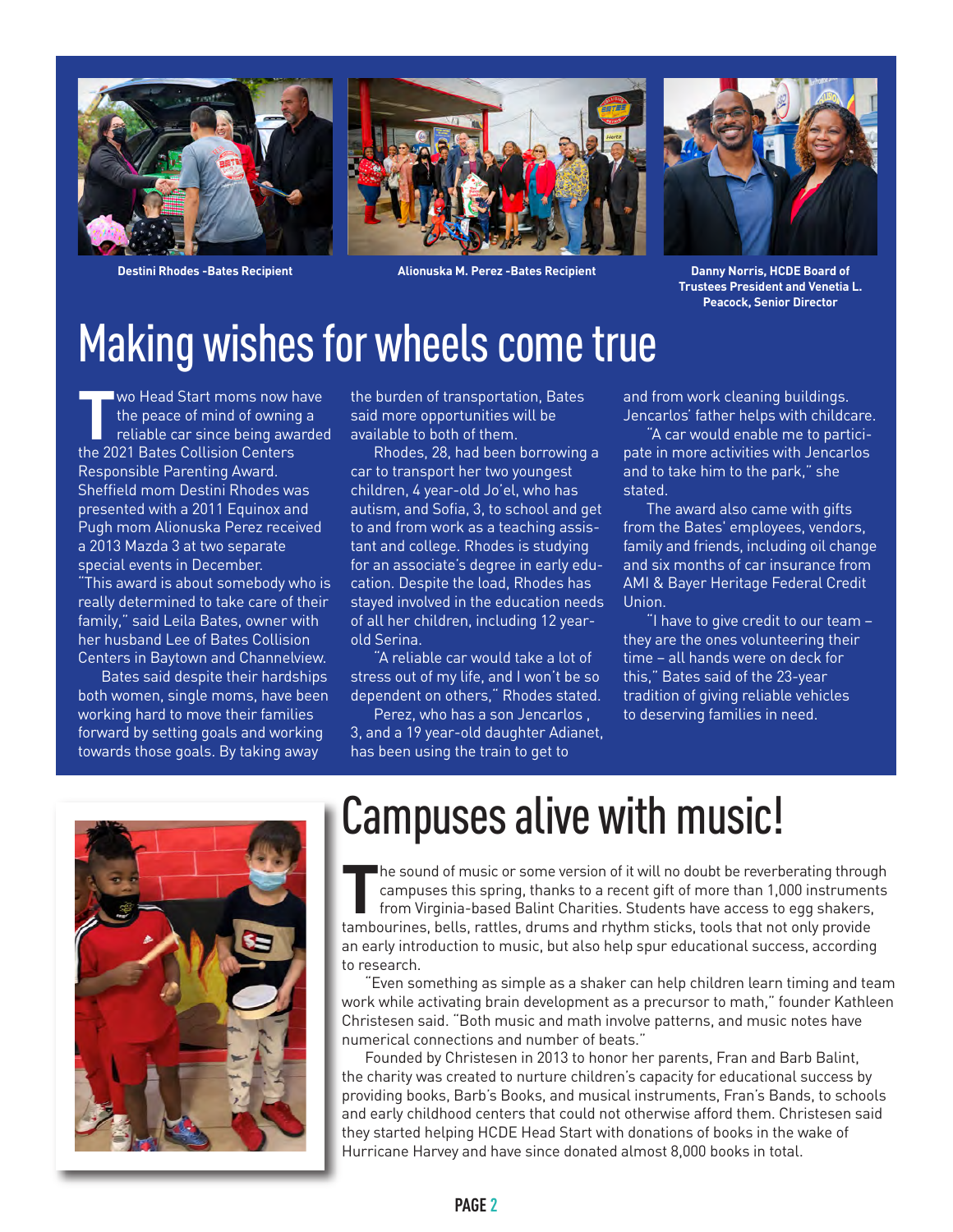Destini Rhodes -Bates Recipient

Alionuska M. Perez -Bates Recipient

Danny Norris, HCDE Board of Trustees President and Venetia L. Peacock, Senior Director

# Making wishes for wheels come true

Two Head Start moms now have the peace of mind of owning a reliable car since being awarded the 2021 Bates Collision Centers Responsible Parenting Award. Sheffield mom Destini Rhodes was presented with a 2011 Equinox and Pugh mom Alionuska Perez received a 2013 Mazda 3 at two separate special events in December.

"This award is about somebody who is really determined to take care of their family," said Leila Bates, owner with her husband Lee of Bates Collision Centers in Baytown and Channelview.

Bates said despite their hardships both women, single moms, have been working hard to move their families forward by setting goals and working towards those goals. By taking away the burden of transportation, Bates said more opportunities will be available to both of them.

Rhodes, 28, had been borrowing a car to transport her two youngest children, 4 year-old Jo'el, who has autism, and Sofia, 3, to school and get to and from work as a teaching assistant and college. Rhodes is studying for an associate's degree in early education. Despite the load, Rhodes has stayed involved in the education needs of all her children, including 12 year-old Serina.

"A reliable car would take a lot of stress out of my life, and I won't be so dependent on others," Rhodes stated.

Perez, who has a son Jencarlos , 3, and a 19 year-old daughter Adianet, has been using the train to get to and from work cleaning buildings. Jencarlos' father helps with childcare.

"A car would enable me to participate in more activities with Jencarlos and to take him to the park," she stated.

The award also came with gifts from the Bates' employees, vendors, family and friends, including oil change and six months of car insurance from AMI & Bayer Heritage Federal Credit Union.

"I have to give credit to our team – they are the ones volunteering their time – all hands were on deck for this," Bates said of the 23-year tradition of giving reliable vehicles to deserving families in need.

# Campuses alive with music!

The sound of music or some version of it will no doubt be reverberating through campuses this spring, thanks to a recent gift of more than 1,000 instruments from Virginia-based Balint Charities. Students have access to egg shakers, tambourines, bells, rattles, drums and rhythm sticks, tools that not only provide an early introduction to music, but also help spur educational success, according to research.

"Even something as simple as a shaker can help children learn timing and team work while activating brain development as a precursor to math," founder Kathleen Christesen said. "Both music and math involve patterns, and music notes have numerical connections and number of beats."

Founded by Christesen in 2013 to honor her parents, Fran and Barb Balint, the charity was created to nurture children's capacity for educational success by providing books, Barb's Books, and musical instruments, Fran's Bands, to schools and early childhood centers that could not otherwise afford them. Christesen said they started helping HCDE Head Start with donations of books in the wake of Hurricane Harvey and have since donated almost 8,000 books in total.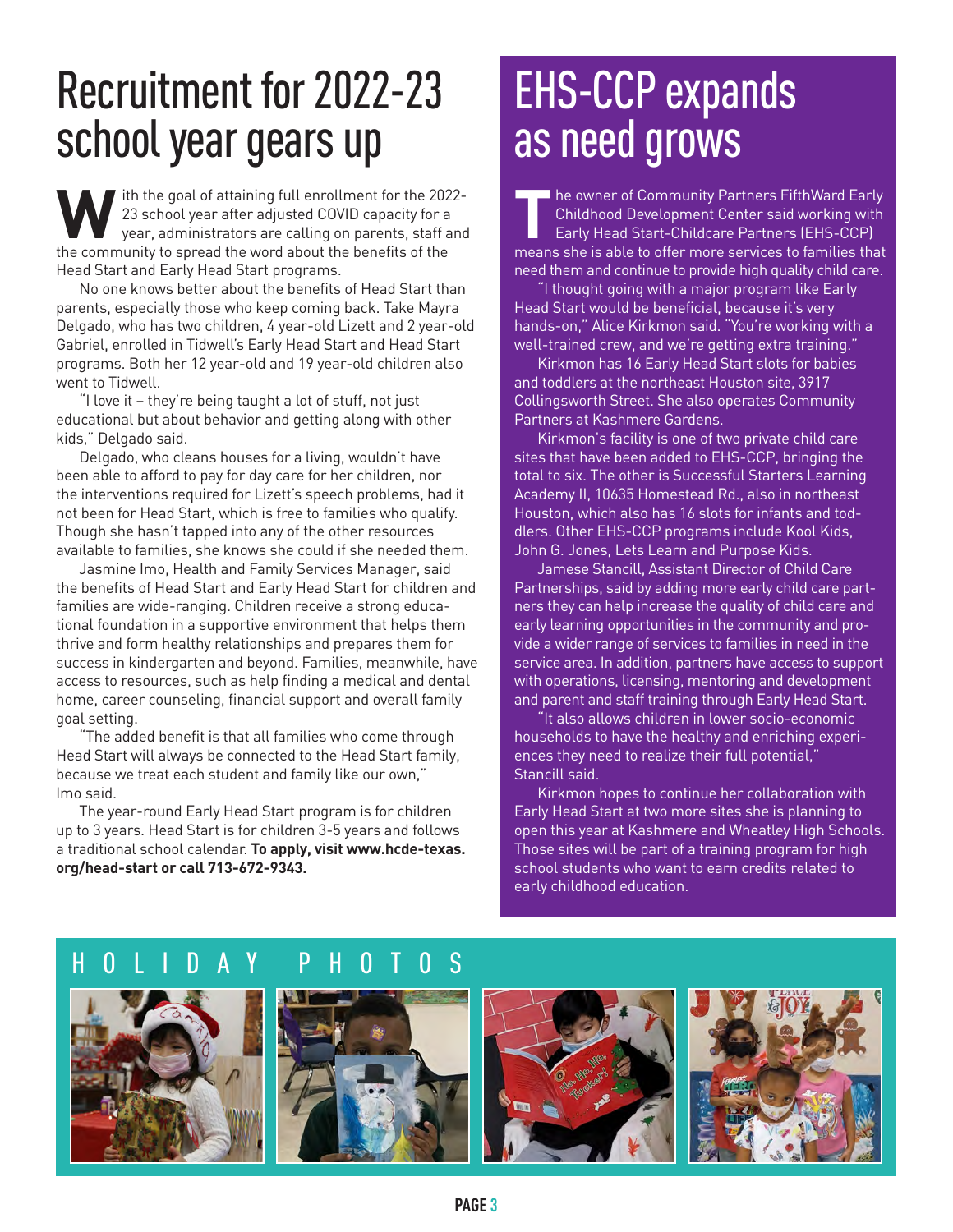# Recruitment for 2022-23 school year gears up

With the goal of attaining full enrollment for the 2022-23 school year after adjusted COVID capacity for a year, administrators are calling on parents, staff and the community to spread the word about the benefits of the Head Start and Early Head Start programs.

No one knows better about the benefits of Head Start than parents, especially those who keep coming back. Take Mayra Delgado, who has two children, 4 year-old Lizett and 2 year-old Gabriel, enrolled in Tidwell's Early Head Start and Head Start programs. Both her 12 year-old and 19 year-old children also went to Tidwell.

"I love it – they're being taught a lot of stuff, not just educational but about behavior and getting along with other kids," Delgado said.

Delgado, who cleans houses for a living, wouldn't have been able to afford to pay for day care for her children, nor the interventions required for Lizett's speech problems, had it not been for Head Start, which is free to families who qualify. Though she hasn't tapped into any of the other resources available to families, she knows she could if she needed them.

Jasmine Imo, Health and Family Services Manager, said the benefits of Head Start and Early Head Start for children and families are wide-ranging. Children receive a strong educational foundation in a supportive environment that helps them thrive and form healthy relationships and prepares them for success in kindergarten and beyond. Families, meanwhile, have access to resources, such as help finding a medical and dental home, career counseling, financial support and overall family goal setting.

"The added benefit is that all families who come through Head Start will always be connected to the Head Start family, because we treat each student and family like our own," Imo said.

The year-round Early Head Start program is for children up to 3 years. Head Start is for children 3-5 years and follows a traditional school calendar. **To apply, visit www.hcde-texas.org/head-start or call 713-672-9343.**

# EHS-CCP expands as need grows

The owner of Community Partners FifthWard Early Childhood Development Center said working with Early Head Start-Childcare Partners (EHS-CCP) means she is able to offer more services to families that need them and continue to provide high quality child care.

"I thought going with a major program like Early Head Start would be beneficial, because it's very hands-on," Alice Kirkmon said. "You're working with a well-trained crew, and we're getting extra training."

Kirkmon has 16 Early Head Start slots for babies and toddlers at the northeast Houston site, 3917 Collingsworth Street. She also operates Community Partners at Kashmere Gardens.

Kirkmon's facility is one of two private child care sites that have been added to EHS-CCP, bringing the total to six. The other is Successful Starters Learning Academy II, 10635 Homestead Rd., also in northeast Houston, which also has 16 slots for infants and toddlers. Other EHS-CCP programs include Kool Kids, John G. Jones, Lets Learn and Purpose Kids.

Jamese Stancill, Assistant Director of Child Care Partnerships, said by adding more early child care partners they can help increase the quality of child care and early learning opportunities in the community and provide a wider range of services to families in need in the service area. In addition, partners have access to support with operations, licensing, mentoring and development and parent and staff training through Early Head Start.

"It also allows children in lower socio-economic households to have the healthy and enriching experiences they need to realize their full potential," Stancill said.

Kirkmon hopes to continue her collaboration with Early Head Start at two more sites she is planning to open this year at Kashmere and Wheatley High Schools. Those sites will be part of a training program for high school students who want to earn credits related to early childhood education.

## HOLIDAY PHOTOS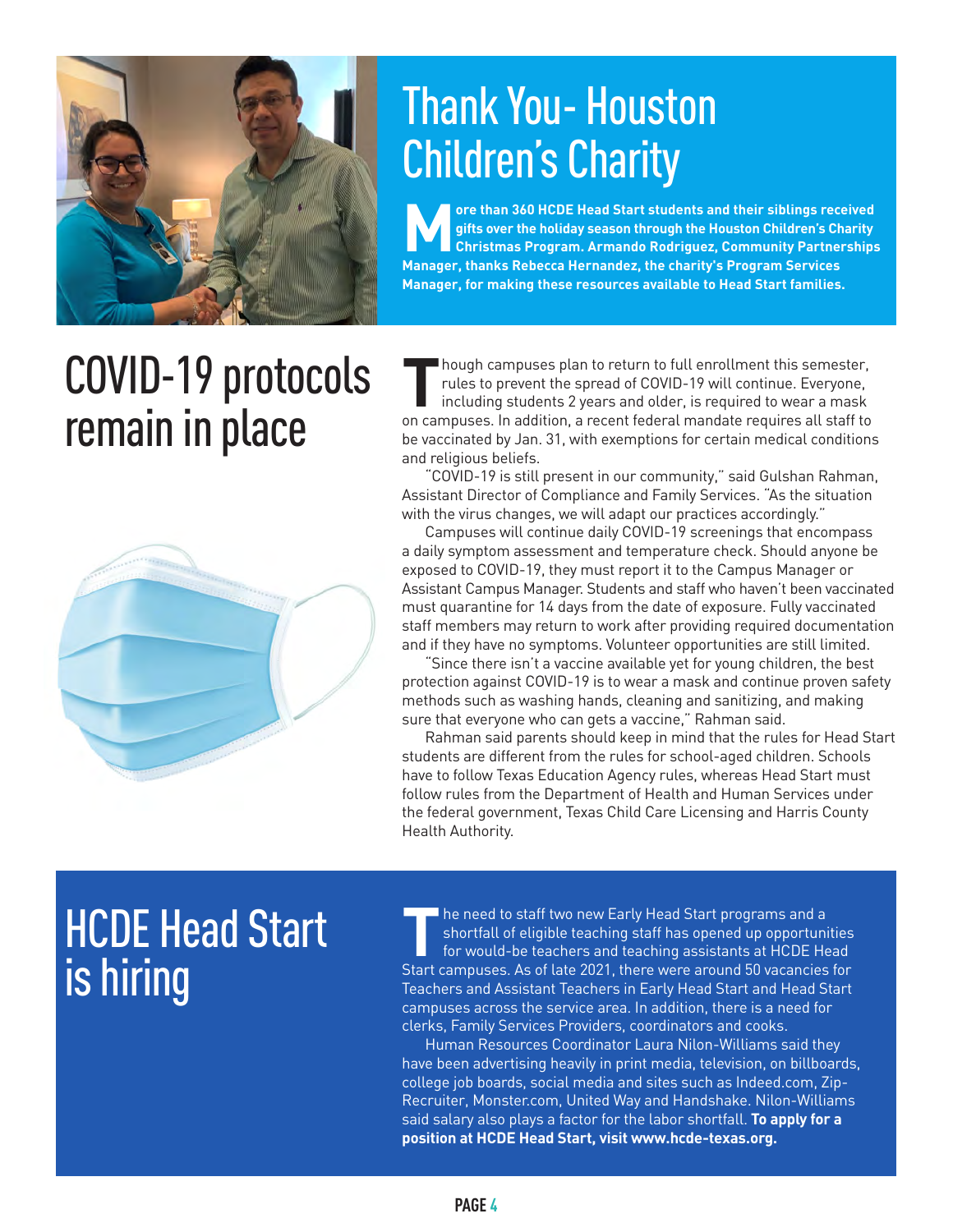# Thank You- Houston Children's Charity

**More than 360 HCDE Head Start students and their siblings received gifts over the holiday season through the Houston Children's Charity Christmas Program. Armando Rodriguez, Community Partnerships Manager, thanks Rebecca Hernandez, the charity's Program Services Manager, for making these resources available to Head Start families.**

# COVID-19 protocols remain in place

Though campuses plan to return to full enrollment this semester, rules to prevent the spread of COVID-19 will continue. Everyone, including students 2 years and older, is required to wear a mask on campuses. In addition, a recent federal mandate requires all staff to be vaccinated by Jan. 31, with exemptions for certain medical conditions and religious beliefs.

"COVID-19 is still present in our community," said Gulshan Rahman, Assistant Director of Compliance and Family Services. "As the situation with the virus changes, we will adapt our practices accordingly."

Campuses will continue daily COVID-19 screenings that encompass a daily symptom assessment and temperature check. Should anyone be exposed to COVID-19, they must report it to the Campus Manager or Assistant Campus Manager. Students and staff who haven't been vaccinated must quarantine for 14 days from the date of exposure. Fully vaccinated staff members may return to work after providing required documentation and if they have no symptoms. Volunteer opportunities are still limited.

"Since there isn't a vaccine available yet for young children, the best protection against COVID-19 is to wear a mask and continue proven safety methods such as washing hands, cleaning and sanitizing, and making sure that everyone who can gets a vaccine," Rahman said.

Rahman said parents should keep in mind that the rules for Head Start students are different from the rules for school-aged children. Schools have to follow Texas Education Agency rules, whereas Head Start must follow rules from the Department of Health and Human Services under the federal government, Texas Child Care Licensing and Harris County Health Authority.

# HCDE Head Start is hiring

The need to staff two new Early Head Start programs and a shortfall of eligible teaching staff has opened up opportunities for would-be teachers and teaching assistants at HCDE Head Start campuses. As of late 2021, there were around 50 vacancies for Teachers and Assistant Teachers in Early Head Start and Head Start campuses across the service area. In addition, there is a need for clerks, Family Services Providers, coordinators and cooks.

Human Resources Coordinator Laura Nilon-Williams said they have been advertising heavily in print media, television, on billboards, college job boards, social media and sites such as Indeed.com, Zip-Recruiter, Monster.com, United Way and Handshake. Nilon-Williams said salary also plays a factor for the labor shortfall. **To apply for a position at HCDE Head Start, visit www.hcde-texas.org.**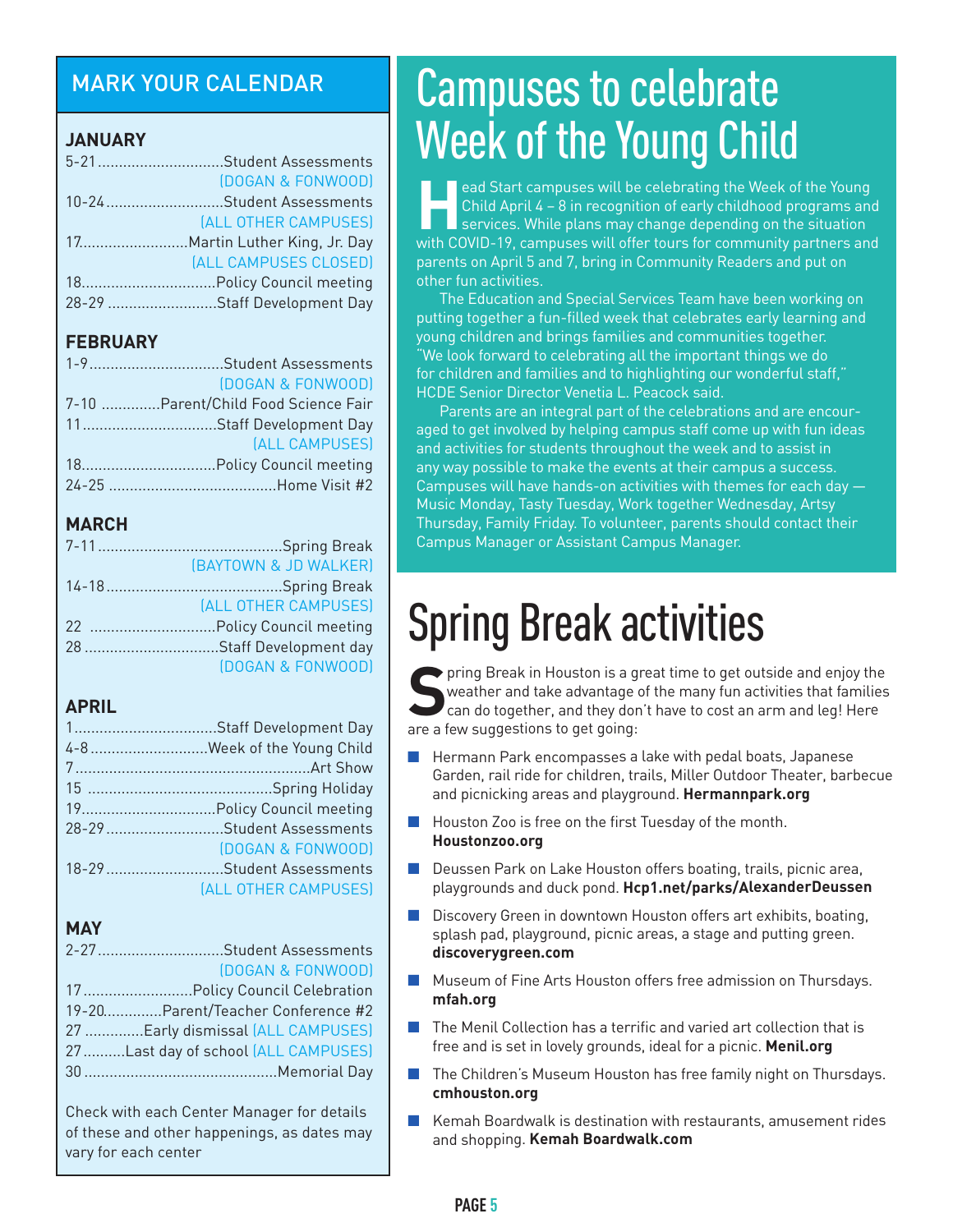## MARK YOUR CALENDAR

### JANUARY

- 5-21 .......... Student Assessments (DOGAN & FONWOOD)
- 10-24 .......... Student Assessments (ALL OTHER CAMPUSES)
- 17 .......... Martin Luther King, Jr. Day (ALL CAMPUSES CLOSED)
- 18 .......... Policy Council meeting
- 28-29 .......... Staff Development Day

### FEBRUARY

- 1-9 .......... Student Assessments (DOGAN & FONWOOD)
- 7-10 .......... Parent/Child Food Science Fair
- 11 .......... Staff Development Day (ALL CAMPUSES)
- 18 .......... Policy Council meeting
- 24-25 .......... Home Visit #2

### MARCH

- 7-11 .......... Spring Break (BAYTOWN & JD WALKER)
- 14-18 .......... Spring Break (ALL OTHER CAMPUSES)
- 22 .......... Policy Council meeting
- 28 .......... Staff Development day (DOGAN & FONWOOD)

### APRIL

- 1 .......... Staff Development Day
- 4-8 .......... Week of the Young Child
- 7 .......... Art Show
- 15 .......... Spring Holiday
- 19 .......... Policy Council meeting
- 28-29 .......... Student Assessments (DOGAN & FONWOOD)
- 18-29 .......... Student Assessments (ALL OTHER CAMPUSES)

### MAY

- 2-27 .......... Student Assessments (DOGAN & FONWOOD)
- 17 .......... Policy Council Celebration
- 19-20 .......... Parent/Teacher Conference #2
- 27 .......... Early dismissal (ALL CAMPUSES)
- 27 .......... Last day of school (ALL CAMPUSES)
- 30 .......... Memorial Day

Check with each Center Manager for details of these and other happenings, as dates may vary for each center

# Campuses to celebrate Week of the Young Child

Head Start campuses will be celebrating the Week of the Young Child April 4 – 8 in recognition of early childhood programs and services. While plans may change depending on the situation with COVID-19, campuses will offer tours for community partners and parents on April 5 and 7, bring in Community Readers and put on other fun activities.

The Education and Special Services Team have been working on putting together a fun-filled week that celebrates early learning and young children and brings families and communities together. "We look forward to celebrating all the important things we do for children and families and to highlighting our wonderful staff," HCDE Senior Director Venetia L. Peacock said.

Parents are an integral part of the celebrations and are encouraged to get involved by helping campus staff come up with fun ideas and activities for students throughout the week and to assist in any way possible to make the events at their campus a success. Campuses will have hands-on activities with themes for each day — Music Monday, Tasty Tuesday, Work together Wednesday, Artsy Thursday, Family Friday. To volunteer, parents should contact their Campus Manager or Assistant Campus Manager.

# Spring Break activities

Spring Break in Houston is a great time to get outside and enjoy the weather and take advantage of the many fun activities that families can do together, and they don't have to cost an arm and leg! Here are a few suggestions to get going:

- Hermann Park encompasses a lake with pedal boats, Japanese Garden, rail ride for children, trails, Miller Outdoor Theater, barbecue and picnicking areas and playground. **Hermannpark.org**
- Houston Zoo is free on the first Tuesday of the month. **Houstonzoo.org**
- Deussen Park on Lake Houston offers boating, trails, picnic area, playgrounds and duck pond. **Hcp1.net/parks/AlexanderDeussen**
- Discovery Green in downtown Houston offers art exhibits, boating, splash pad, playground, picnic areas, a stage and putting green. **discoverygreen.com**
- Museum of Fine Arts Houston offers free admission on Thursdays. **mfah.org**
- The Menil Collection has a terrific and varied art collection that is free and is set in lovely grounds, ideal for a picnic. **Menil.org**
- The Children's Museum Houston has free family night on Thursdays. **cmhouston.org**
- Kemah Boardwalk is destination with restaurants, amusement rides and shopping. **Kemah Boardwalk.com**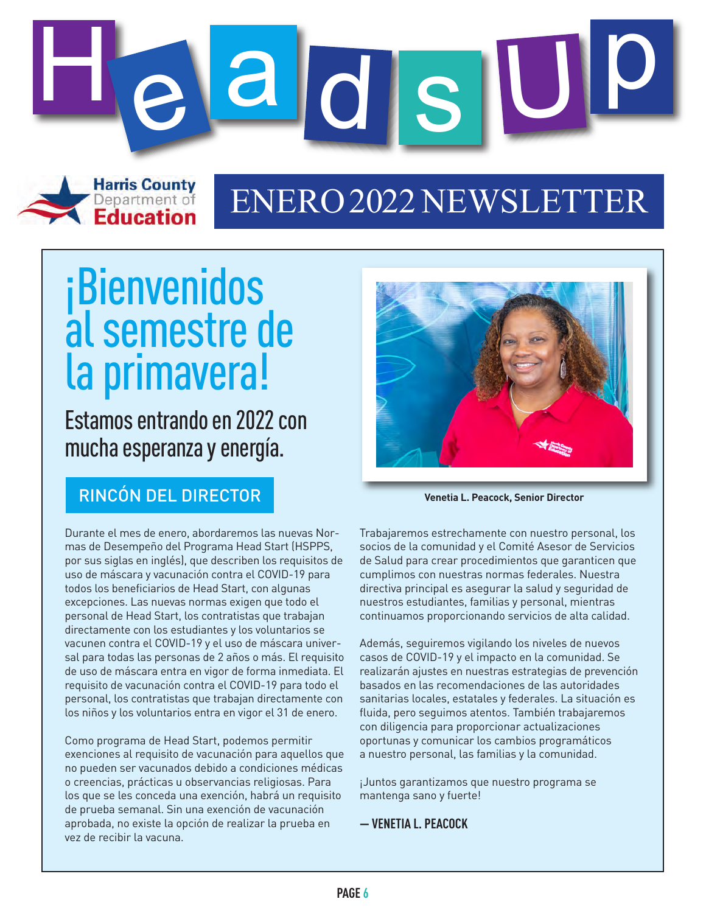# Heads Up

Harris County Department of Education

## ENERO 2022 NEWSLETTER

# ¡Bienvenidos al semestre de la primavera!

### Estamos entrando en 2022 con mucha esperanza y energía.

## RINCÓN DEL DIRECTOR

Venetia L. Peacock, Senior Director

Durante el mes de enero, abordaremos las nuevas Normas de Desempeño del Programa Head Start (HSPPS, por sus siglas en inglés), que describen los requisitos de uso de máscara y vacunación contra el COVID-19 para todos los beneficiarios de Head Start, con algunas excepciones. Las nuevas normas exigen que todo el personal de Head Start, los contratistas que trabajan directamente con los estudiantes y los voluntarios se vacunen contra el COVID-19 y el uso de máscara universal para todas las personas de 2 años o más. El requisito de uso de máscara entra en vigor de forma inmediata. El requisito de vacunación contra el COVID-19 para todo el personal, los contratistas que trabajan directamente con los niños y los voluntarios entra en vigor el 31 de enero.

Como programa de Head Start, podemos permitir exenciones al requisito de vacunación para aquellos que no pueden ser vacunados debido a condiciones médicas o creencias, prácticas u observancias religiosas. Para los que se les conceda una exención, habrá un requisito de prueba semanal. Sin una exención de vacunación aprobada, no existe la opción de realizar la prueba en vez de recibir la vacuna.

Trabajaremos estrechamente con nuestro personal, los socios de la comunidad y el Comité Asesor de Servicios de Salud para crear procedimientos que garanticen que cumplimos con nuestras normas federales. Nuestra directiva principal es asegurar la salud y seguridad de nuestros estudiantes, familias y personal, mientras continuamos proporcionando servicios de alta calidad.

Además, seguiremos vigilando los niveles de nuevos casos de COVID-19 y el impacto en la comunidad. Se realizarán ajustes en nuestras estrategias de prevención basados en las recomendaciones de las autoridades sanitarias locales, estatales y federales. La situación es fluida, pero seguimos atentos. También trabajaremos con diligencia para proporcionar actualizaciones oportunas y comunicar los cambios programáticos a nuestro personal, las familias y la comunidad.

¡Juntos garantizamos que nuestro programa se mantenga sano y fuerte!

**— VENETIA L. PEACOCK**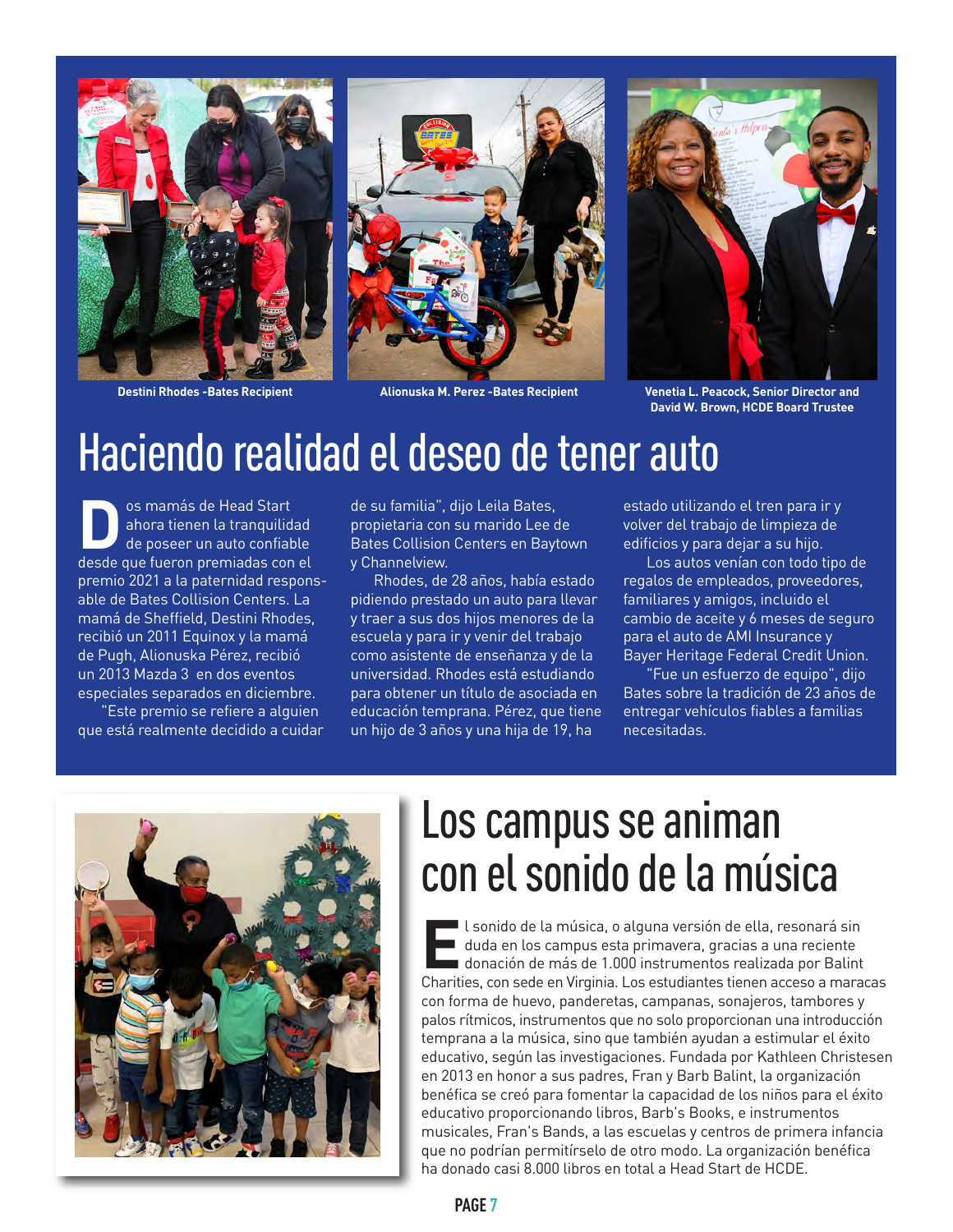Destini Rhodes -Bates Recipient

Alionuska M. Perez -Bates Recipient

Venetia L. Peacock, Senior Director and David W. Brown, HCDE Board Trustee

# Haciendo realidad el deseo de tener auto

Dos mamás de Head Start ahora tienen la tranquilidad de poseer un auto confiable desde que fueron premiadas con el premio 2021 a la paternidad responsable de Bates Collision Centers. La mamá de Sheffield, Destini Rhodes, recibió un 2011 Equinox y la mamá de Pugh, Alionuska Pérez, recibió un 2013 Mazda 3 en dos eventos especiales separados en diciembre.

"Este premio se refiere a alguien que está realmente decidido a cuidar de su familia", dijo Leila Bates, propietaria con su marido Lee de Bates Collision Centers en Baytown y Channelview.

Rhodes, de 28 años, había estado pidiendo prestado un auto para llevar y traer a sus dos hijos menores de la escuela y para ir y venir del trabajo como asistente de enseñanza y de la universidad. Rhodes está estudiando para obtener un título de asociada en educación temprana. Pérez, que tiene un hijo de 3 años y una hija de 19, ha estado utilizando el tren para ir y volver del trabajo de limpieza de edificios y para dejar a su hijo.

Los autos venían con todo tipo de regalos de empleados, proveedores, familiares y amigos, incluido el cambio de aceite y 6 meses de seguro para el auto de AMI Insurance y Bayer Heritage Federal Credit Union.

"Fue un esfuerzo de equipo", dijo Bates sobre la tradición de 23 años de entregar vehículos fiables a familias necesitadas.

# Los campus se animan con el sonido de la música

El sonido de la música, o alguna versión de ella, resonará sin duda en los campus esta primavera, gracias a una reciente donación de más de 1.000 instrumentos realizada por Balint Charities, con sede en Virginia. Los estudiantes tienen acceso a maracas con forma de huevo, panderetas, campanas, sonajeros, tambores y palos rítmicos, instrumentos que no solo proporcionan una introducción temprana a la música, sino que también ayudan a estimular el éxito educativo, según las investigaciones. Fundada por Kathleen Christesen en 2013 en honor a sus padres, Fran y Barb Balint, la organización benéfica se creó para fomentar la capacidad de los niños para el éxito educativo proporcionando libros, Barb's Books, e instrumentos musicales, Fran's Bands, a las escuelas y centros de primera infancia que no podrían permitírselo de otro modo. La organización benéfica ha donado casi 8.000 libros en total a Head Start de HCDE.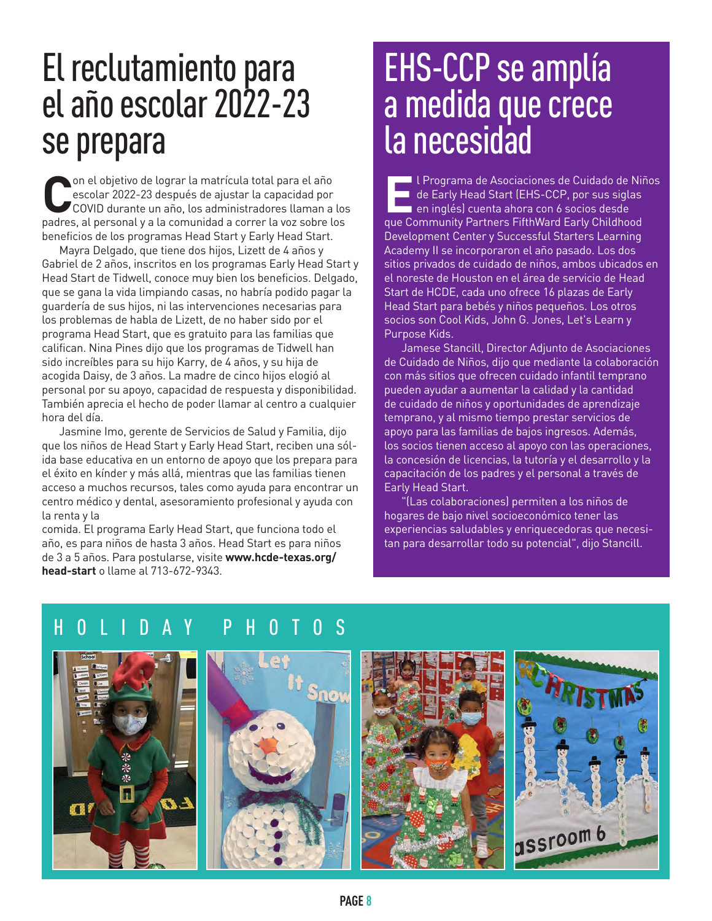# El reclutamiento para el año escolar 2022-23 se prepara

Con el objetivo de lograr la matrícula total para el año escolar 2022-23 después de ajustar la capacidad por COVID durante un año, los administradores llaman a los padres, al personal y a la comunidad a correr la voz sobre los beneficios de los programas Head Start y Early Head Start.

Mayra Delgado, que tiene dos hijos, Lizett de 4 años y Gabriel de 2 años, inscritos en los programas Early Head Start y Head Start de Tidwell, conoce muy bien los beneficios. Delgado, que se gana la vida limpiando casas, no habría podido pagar la guardería de sus hijos, ni las intervenciones necesarias para los problemas de habla de Lizett, de no haber sido por el programa Head Start, que es gratuito para las familias que califican. Nina Pines dijo que los programas de Tidwell han sido increíbles para su hijo Karry, de 4 años, y su hija de acogida Daisy, de 3 años. La madre de cinco hijos elogió al personal por su apoyo, capacidad de respuesta y disponibilidad. También aprecia el hecho de poder llamar al centro a cualquier hora del día.

Jasmine Imo, gerente de Servicios de Salud y Familia, dijo que los niños de Head Start y Early Head Start, reciben una sólida base educativa en un entorno de apoyo que los prepara para el éxito en kínder y más allá, mientras que las familias tienen acceso a muchos recursos, tales como ayuda para encontrar un centro médico y dental, asesoramiento profesional y ayuda con la renta y la comida. El programa Early Head Start, que funciona todo el año, es para niños de hasta 3 años. Head Start es para niños de 3 a 5 años. Para postularse, visite **www.hcde-texas.org/head-start** o llame al 713-672-9343.

# EHS-CCP se amplía a medida que crece la necesidad

El Programa de Asociaciones de Cuidado de Niños de Early Head Start (EHS-CCP, por sus siglas en inglés) cuenta ahora con 6 socios desde que Community Partners FifthWard Early Childhood Development Center y Successful Starters Learning Academy II se incorporaron el año pasado. Los dos sitios privados de cuidado de niños, ambos ubicados en el noreste de Houston en el área de servicio de Head Start de HCDE, cada uno ofrece 16 plazas de Early Head Start para bebés y niños pequeños. Los otros socios son Cool Kids, John G. Jones, Let's Learn y Purpose Kids.

Jamese Stancill, Director Adjunto de Asociaciones de Cuidado de Niños, dijo que mediante la colaboración con más sitios que ofrecen cuidado infantil temprano pueden ayudar a aumentar la calidad y la cantidad de cuidado de niños y oportunidades de aprendizaje temprano, y al mismo tiempo prestar servicios de apoyo para las familias de bajos ingresos. Además, los socios tienen acceso al apoyo con las operaciones, la concesión de licencias, la tutoría y el desarrollo y la capacitación de los padres y el personal a través de Early Head Start.

"(Las colaboraciones) permiten a los niños de hogares de bajo nivel socioeconómico tener las experiencias saludables y enriquecedoras que necesitan para desarrollar todo su potencial", dijo Stancill.

## HOLIDAY PHOTOS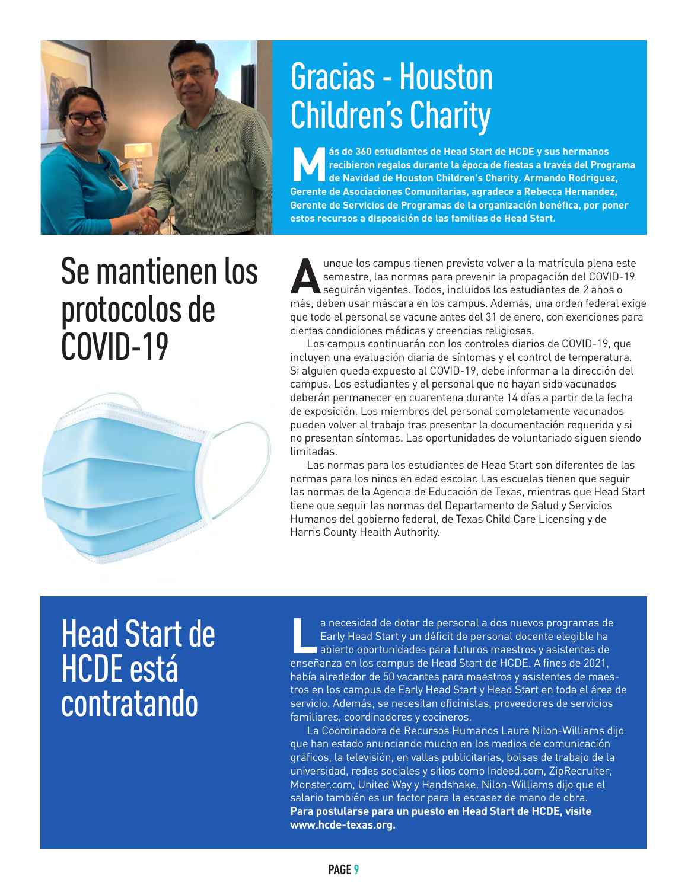# Gracias - Houston Children's Charity

**Más de 360 estudiantes de Head Start de HCDE y sus hermanos recibieron regalos durante la época de fiestas a través del Programa de Navidad de Houston Children's Charity. Armando Rodriguez, Gerente de Asociaciones Comunitarias, agradece a Rebecca Hernandez, Gerente de Servicios de Programas de la organización benéfica, por poner estos recursos a disposición de las familias de Head Start.**

# Se mantienen los protocolos de COVID-19

Aunque los campus tienen previsto volver a la matrícula plena este semestre, las normas para prevenir la propagación del COVID-19 seguirán vigentes. Todos, incluidos los estudiantes de 2 años o más, deben usar máscara en los campus. Además, una orden federal exige que todo el personal se vacune antes del 31 de enero, con exenciones para ciertas condiciones médicas y creencias religiosas.

Los campus continuarán con los controles diarios de COVID-19, que incluyen una evaluación diaria de síntomas y el control de temperatura. Si alguien queda expuesto al COVID-19, debe informar a la dirección del campus. Los estudiantes y el personal que no hayan sido vacunados deberán permanecer en cuarentena durante 14 días a partir de la fecha de exposición. Los miembros del personal completamente vacunados pueden volver al trabajo tras presentar la documentación requerida y si no presentan síntomas. Las oportunidades de voluntariado siguen siendo limitadas.

Las normas para los estudiantes de Head Start son diferentes de las normas para los niños en edad escolar. Las escuelas tienen que seguir las normas de la Agencia de Educación de Texas, mientras que Head Start tiene que seguir las normas del Departamento de Salud y Servicios Humanos del gobierno federal, de Texas Child Care Licensing y de Harris County Health Authority.

# Head Start de HCDE está contratando

La necesidad de dotar de personal a dos nuevos programas de Early Head Start y un déficit de personal docente elegible ha abierto oportunidades para futuros maestros y asistentes de enseñanza en los campus de Head Start de HCDE. A fines de 2021, había alrededor de 50 vacantes para maestros y asistentes de maestros en los campus de Early Head Start y Head Start en toda el área de servicio. Además, se necesitan oficinistas, proveedores de servicios familiares, coordinadores y cocineros.

La Coordinadora de Recursos Humanos Laura Nilon-Williams dijo que han estado anunciando mucho en los medios de comunicación gráficos, la televisión, en vallas publicitarias, bolsas de trabajo de la universidad, redes sociales y sitios como Indeed.com, ZipRecruiter, Monster.com, United Way y Handshake. Nilon-Williams dijo que el salario también es un factor para la escasez de mano de obra.
**Para postularse para un puesto en Head Start de HCDE, visite www.hcde-texas.org.**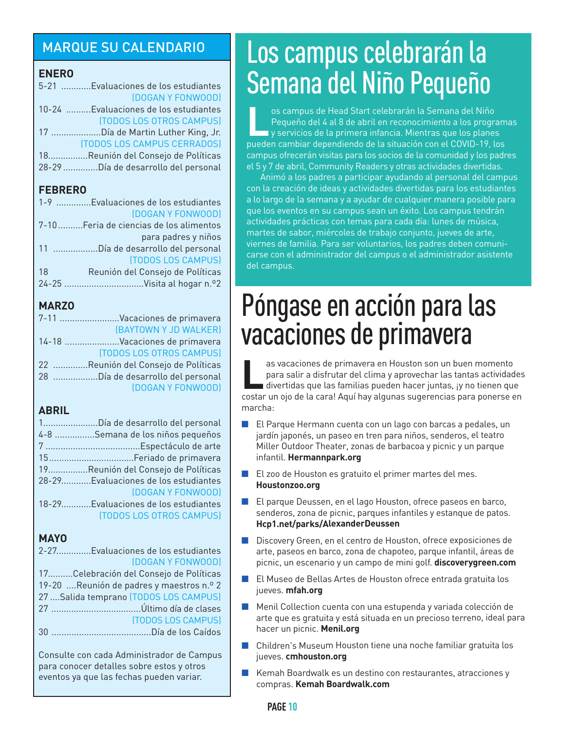## MARQUE SU CALENDARIO

**ENERO**

- 5-21 ............Evaluaciones de los estudiantes (DOGAN Y FONWOOD)
- 10-24 ..........Evaluaciones de los estudiantes (TODOS LOS OTROS CAMPUS)
- 17 ....................Día de Martin Luther King, Jr. (TODOS LOS CAMPUS CERRADOS)
- 18................Reunión del Consejo de Políticas
- 28-29 ..............Día de desarrollo del personal

**FEBRERO**

- 1-9 ..............Evaluaciones de los estudiantes (DOGAN Y FONWOOD)
- 7-10..........Feria de ciencias de los alimentos para padres y niños
- 11 ..................Día de desarrollo del personal (TODOS LOS CAMPUS)
- 18 Reunión del Consejo de Políticas
- 24-25 ................................Visita al hogar n.º2

**MARZO**

- 7-11 ........................Vacaciones de primavera (BAYTOWN Y JD WALKER)
- 14-18 ......................Vacaciones de primavera (TODOS LOS OTROS CAMPUS)
- 22 ..............Reunión del Consejo de Políticas
- 28 ..................Día de desarrollo del personal (DOGAN Y FONWOOD)

**ABRIL**

- 1......................Día de desarrollo del personal
- 4-8 ................Semana de los niños pequeños
- 7 ......................................Espectáculo de arte
- 15..................................Feriado de primavera
- 19................Reunión del Consejo de Políticas
- 28-29............Evaluaciones de los estudiantes (DOGAN Y FONWOOD)
- 18-29............Evaluaciones de los estudiantes (TODOS LOS OTROS CAMPUS)

**MAYO**

- 2-27..............Evaluaciones de los estudiantes (DOGAN Y FONWOOD)
- 17..........Celebración del Consejo de Políticas
- 19-20 ....Reunión de padres y maestros n.º 2
- 27 ....Salida temprano (TODOS LOS CAMPUS)
- 27 ....................................Último día de clases (TODOS LOS CAMPUS)
- 30 ........................................Día de los Caídos

Consulte con cada Administrador de Campus para conocer detalles sobre estos y otros eventos ya que las fechas pueden variar.

# Los campus celebrarán la Semana del Niño Pequeño

Los campus de Head Start celebrarán la Semana del Niño Pequeño del 4 al 8 de abril en reconocimiento a los programas y servicios de la primera infancia. Mientras que los planes pueden cambiar dependiendo de la situación con el COVID-19, los campus ofrecerán visitas para los socios de la comunidad y los padres el 5 y 7 de abril, Community Readers y otras actividades divertidas.

Animó a los padres a participar ayudando al personal del campus con la creación de ideas y actividades divertidas para los estudiantes a lo largo de la semana y a ayudar de cualquier manera posible para que los eventos en su campus sean un éxito. Los campus tendrán actividades prácticas con temas para cada día: lunes de música, martes de sabor, miércoles de trabajo conjunto, jueves de arte, viernes de familia. Para ser voluntarios, los padres deben comunicarse con el administrador del campus o el administrador asistente del campus.

# Póngase en acción para las vacaciones de primavera

Las vacaciones de primavera en Houston son un buen momento para salir a disfrutar del clima y aprovechar las tantas actividades divertidas que las familias pueden hacer juntas, ¡y no tienen que costar un ojo de la cara! Aquí hay algunas sugerencias para ponerse en marcha:

- El Parque Hermann cuenta con un lago con barcas a pedales, un jardín japonés, un paseo en tren para niños, senderos, el teatro Miller Outdoor Theater, zonas de barbacoa y picnic y un parque infantil. **Hermannpark.org**
- El zoo de Houston es gratuito el primer martes del mes. **Houstonzoo.org**
- El parque Deussen, en el lago Houston, ofrece paseos en barco, senderos, zona de picnic, parques infantiles y estanque de patos. **Hcp1.net/parks/AlexanderDeussen**
- Discovery Green, en el centro de Houston, ofrece exposiciones de arte, paseos en barco, zona de chapoteo, parque infantil, áreas de picnic, un escenario y un campo de mini golf. **discoverygreen.com**
- El Museo de Bellas Artes de Houston ofrece entrada gratuita los jueves. **mfah.org**
- Menil Collection cuenta con una estupenda y variada colección de arte que es gratuita y está situada en un precioso terreno, ideal para hacer un picnic. **Menil.org**
- Children's Museum Houston tiene una noche familiar gratuita los jueves. **cmhouston.org**
- Kemah Boardwalk es un destino con restaurantes, atracciones y compras. **Kemah Boardwalk.com**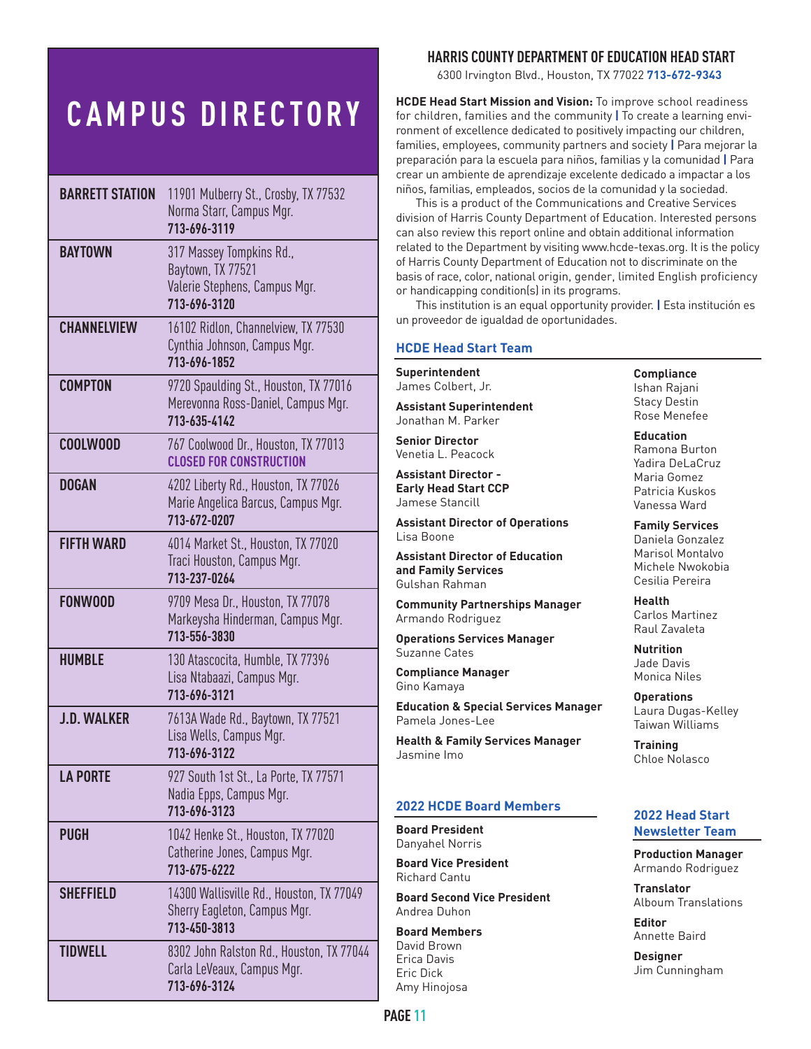# CAMPUS DIRECTORY

| | |
|---|---|
| **BARRETT STATION** | 11901 Mulberry St., Crosby, TX 77532<br>Norma Starr, Campus Mgr.<br>**713-696-3119** |
| **BAYTOWN** | 317 Massey Tompkins Rd.,<br>Baytown, TX 77521<br>Valerie Stephens, Campus Mgr.<br>**713-696-3120** |
| **CHANNELVIEW** | 16102 Ridlon, Channelview, TX 77530<br>Cynthia Johnson, Campus Mgr.<br>**713-696-1852** |
| **COMPTON** | 9720 Spaulding St., Houston, TX 77016<br>Merevonna Ross-Daniel, Campus Mgr.<br>**713-635-4142** |
| **COOLWOOD** | 767 Coolwood Dr., Houston, TX 77013<br>**CLOSED FOR CONSTRUCTION** |
| **DOGAN** | 4202 Liberty Rd., Houston, TX 77026<br>Marie Angelica Barcus, Campus Mgr.<br>**713-672-0207** |
| **FIFTH WARD** | 4014 Market St., Houston, TX 77020<br>Traci Houston, Campus Mgr.<br>**713-237-0264** |
| **FONWOOD** | 9709 Mesa Dr., Houston, TX 77078<br>Markeysha Hinderman, Campus Mgr.<br>**713-556-3830** |
| **HUMBLE** | 130 Atascocita, Humble, TX 77396<br>Lisa Ntabaazi, Campus Mgr.<br>**713-696-3121** |
| **J.D. WALKER** | 7613A Wade Rd., Baytown, TX 77521<br>Lisa Wells, Campus Mgr.<br>**713-696-3122** |
| **LA PORTE** | 927 South 1st St., La Porte, TX 77571<br>Nadia Epps, Campus Mgr.<br>**713-696-3123** |
| **PUGH** | 1042 Henke St., Houston, TX 77020<br>Catherine Jones, Campus Mgr.<br>**713-675-6222** |
| **SHEFFIELD** | 14300 Wallisville Rd., Houston, TX 77049<br>Sherry Eagleton, Campus Mgr.<br>**713-450-3813** |
| **TIDWELL** | 8302 John Ralston Rd., Houston, TX 77044<br>Carla LeVeaux, Campus Mgr.<br>**713-696-3124** |

## HARRIS COUNTY DEPARTMENT OF EDUCATION HEAD START

6300 Irvington Blvd., Houston, TX 77022 **713-672-9343**

**HCDE Head Start Mission and Vision:** To improve school readiness for children, families and the community | To create a learning environment of excellence dedicated to positively impacting our children, families, employees, community partners and society | Para mejorar la preparación para la escuela para niños, familias y la comunidad | Para crear un ambiente de aprendizaje excelente dedicado a impactar a los niños, familias, empleados, socios de la comunidad y la sociedad.

This is a product of the Communications and Creative Services division of Harris County Department of Education. Interested persons can also review this report online and obtain additional information related to the Department by visiting www.hcde-texas.org. It is the policy of Harris County Department of Education not to discriminate on the basis of race, color, national origin, gender, limited English proficiency or handicapping condition(s) in its programs.

This institution is an equal opportunity provider. | Esta institución es un proveedor de igualdad de oportunidades.

### HCDE Head Start Team

**Superintendent**
James Colbert, Jr.

**Assistant Superintendent**
Jonathan M. Parker

**Senior Director**
Venetia L. Peacock

**Assistant Director - Early Head Start CCP**
Jamese Stancill

**Assistant Director of Operations**
Lisa Boone

**Assistant Director of Education and Family Services**
Gulshan Rahman

**Community Partnerships Manager**
Armando Rodriguez

**Operations Services Manager**
Suzanne Cates

**Compliance Manager**
Gino Kamaya

**Education & Special Services Manager**
Pamela Jones-Lee

**Health & Family Services Manager**
Jasmine Imo

**Compliance**
Ishan Rajani
Stacy Destin
Rose Menefee

**Education**
Ramona Burton
Yadira DeLaCruz
Maria Gomez
Patricia Kuskos
Vanessa Ward

**Family Services**
Daniela Gonzalez
Marisol Montalvo
Michele Nwokobia
Cesilia Pereira

**Health**
Carlos Martinez
Raul Zavaleta

**Nutrition**
Jade Davis
Monica Niles

**Operations**
Laura Dugas-Kelley
Taiwan Williams

**Training**
Chloe Nolasco

### 2022 HCDE Board Members

**Board President**
Danyahel Norris

**Board Vice President**
Richard Cantu

**Board Second Vice President**
Andrea Duhon

**Board Members**
David Brown
Erica Davis
Eric Dick
Amy Hinojosa

### 2022 Head Start Newsletter Team

**Production Manager**
Armando Rodriguez

**Translator**
Alboum Translations

**Editor**
Annette Baird

**Designer**
Jim Cunningham